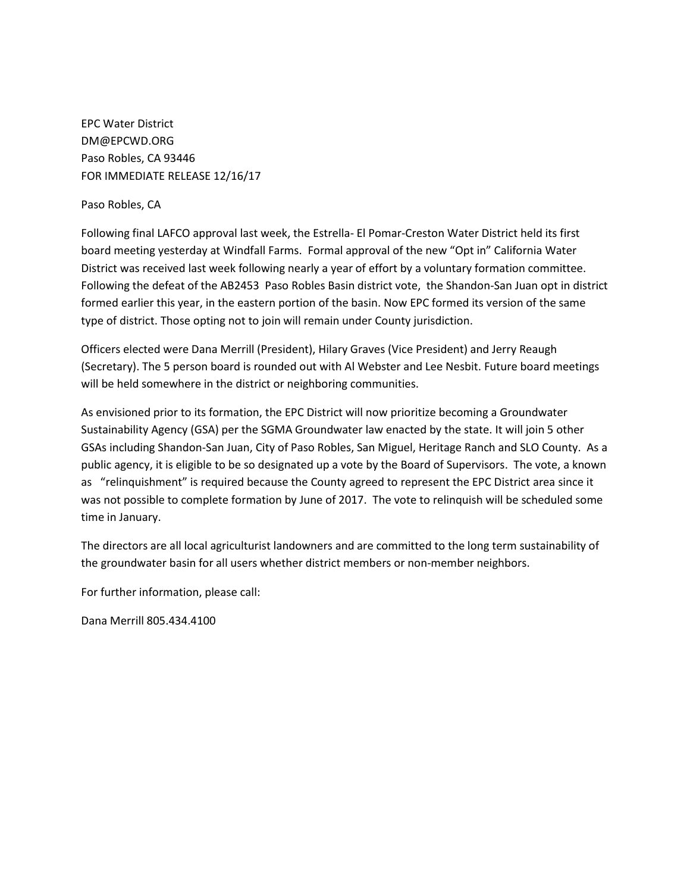EPC Water District
DM@EPCWD.ORG
Paso Robles, CA 93446
FOR IMMEDIATE RELEASE 12/16/17

Paso Robles, CA

Following final LAFCO approval last week, the Estrella- El Pomar-Creston Water District held its first board meeting yesterday at Windfall Farms. Formal approval of the new "Opt in" California Water District was received last week following nearly a year of effort by a voluntary formation committee. Following the defeat of the AB2453 Paso Robles Basin district vote, the Shandon-San Juan opt in district formed earlier this year, in the eastern portion of the basin. Now EPC formed its version of the same type of district. Those opting not to join will remain under County jurisdiction.

Officers elected were Dana Merrill (President), Hilary Graves (Vice President) and Jerry Reaugh (Secretary). The 5 person board is rounded out with Al Webster and Lee Nesbit. Future board meetings will be held somewhere in the district or neighboring communities.

As envisioned prior to its formation, the EPC District will now prioritize becoming a Groundwater Sustainability Agency (GSA) per the SGMA Groundwater law enacted by the state. It will join 5 other GSAs including Shandon-San Juan, City of Paso Robles, San Miguel, Heritage Ranch and SLO County. As a public agency, it is eligible to be so designated up a vote by the Board of Supervisors. The vote, a known as "relinquishment" is required because the County agreed to represent the EPC District area since it was not possible to complete formation by June of 2017. The vote to relinquish will be scheduled some time in January.

The directors are all local agriculturist landowners and are committed to the long term sustainability of the groundwater basin for all users whether district members or non-member neighbors.

For further information, please call:

Dana Merrill 805.434.4100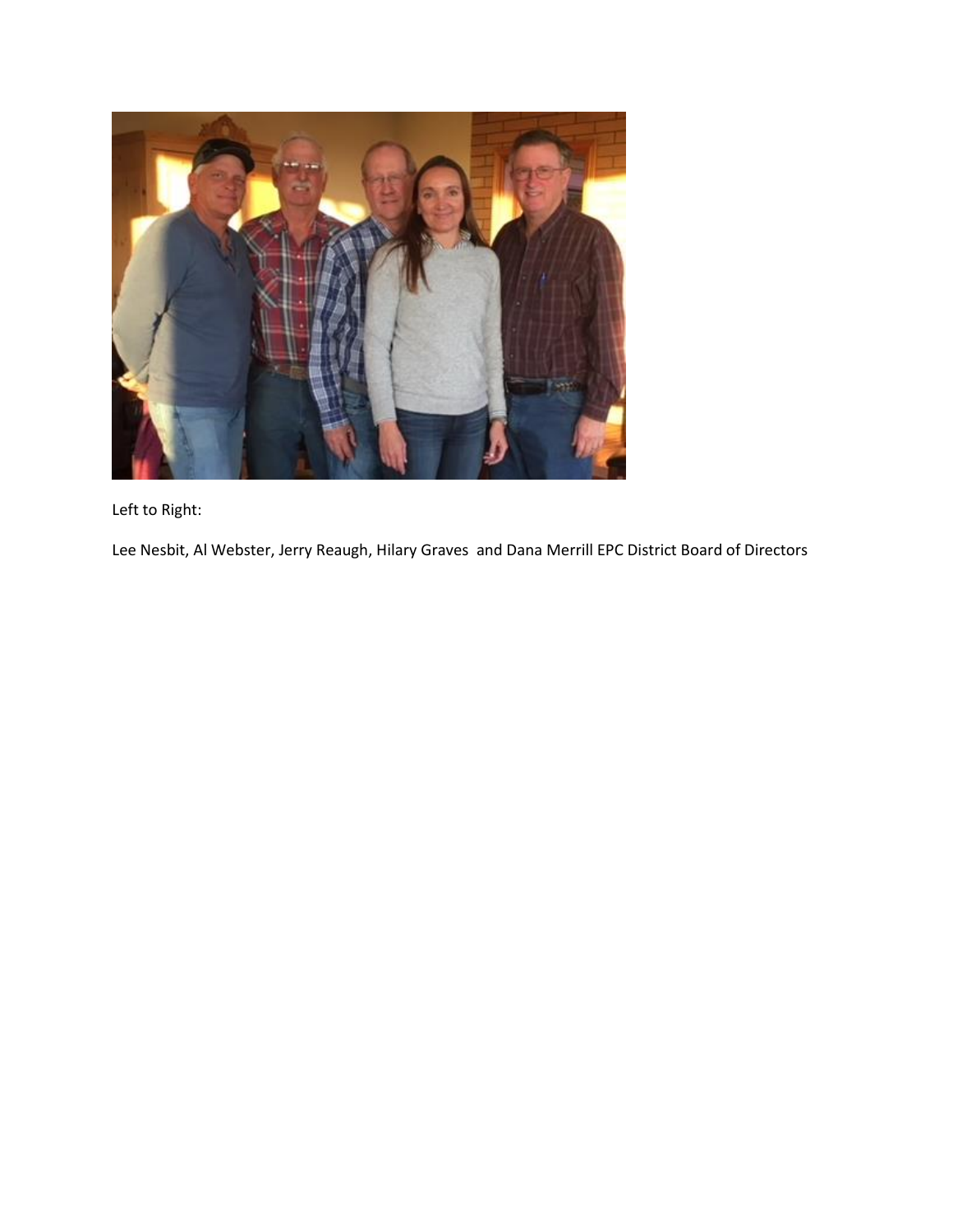Left to Right:

Lee Nesbit, Al Webster, Jerry Reaugh, Hilary Graves and Dana Merrill EPC District Board of Directors